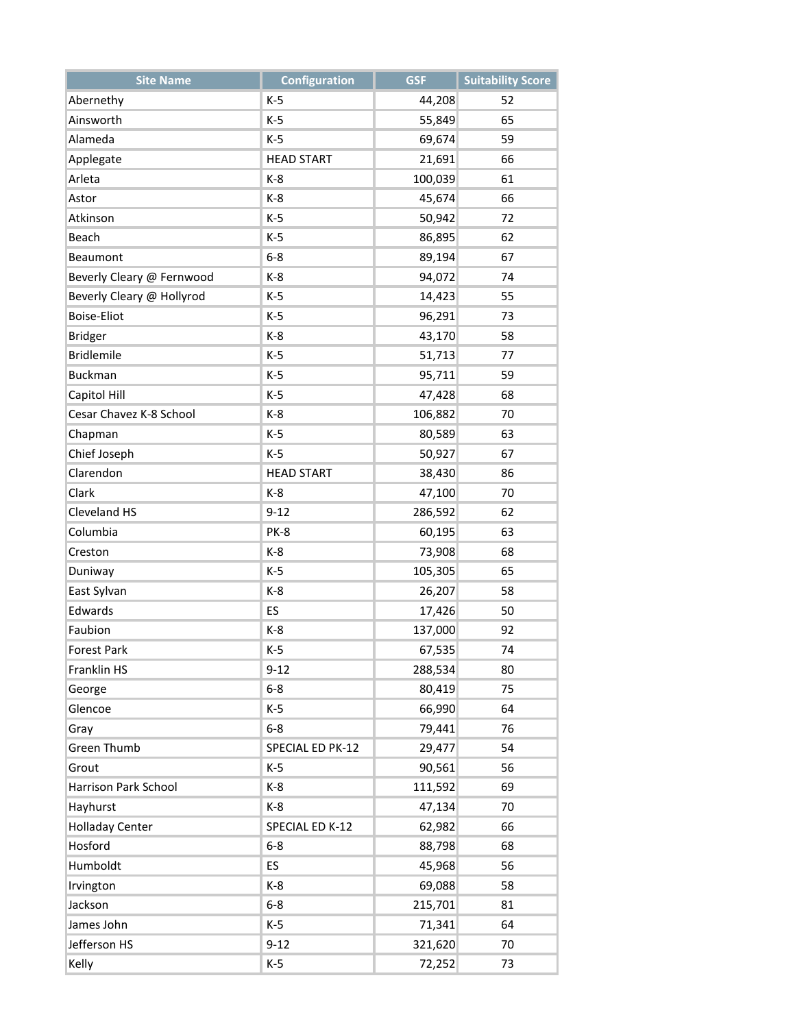| Site Name | Configuration | GSF | Suitability Score |
|---|---|---|---|
| Abernethy | K-5 | 44,208 | 52 |
| Ainsworth | K-5 | 55,849 | 65 |
| Alameda | K-5 | 69,674 | 59 |
| Applegate | HEAD START | 21,691 | 66 |
| Arleta | K-8 | 100,039 | 61 |
| Astor | K-8 | 45,674 | 66 |
| Atkinson | K-5 | 50,942 | 72 |
| Beach | K-5 | 86,895 | 62 |
| Beaumont | 6-8 | 89,194 | 67 |
| Beverly Cleary @ Fernwood | K-8 | 94,072 | 74 |
| Beverly Cleary @ Hollyrod | K-5 | 14,423 | 55 |
| Boise-Eliot | K-5 | 96,291 | 73 |
| Bridger | K-8 | 43,170 | 58 |
| Bridlemile | K-5 | 51,713 | 77 |
| Buckman | K-5 | 95,711 | 59 |
| Capitol Hill | K-5 | 47,428 | 68 |
| Cesar Chavez K-8 School | K-8 | 106,882 | 70 |
| Chapman | K-5 | 80,589 | 63 |
| Chief Joseph | K-5 | 50,927 | 67 |
| Clarendon | HEAD START | 38,430 | 86 |
| Clark | K-8 | 47,100 | 70 |
| Cleveland HS | 9-12 | 286,592 | 62 |
| Columbia | PK-8 | 60,195 | 63 |
| Creston | K-8 | 73,908 | 68 |
| Duniway | K-5 | 105,305 | 65 |
| East Sylvan | K-8 | 26,207 | 58 |
| Edwards | ES | 17,426 | 50 |
| Faubion | K-8 | 137,000 | 92 |
| Forest Park | K-5 | 67,535 | 74 |
| Franklin HS | 9-12 | 288,534 | 80 |
| George | 6-8 | 80,419 | 75 |
| Glencoe | K-5 | 66,990 | 64 |
| Gray | 6-8 | 79,441 | 76 |
| Green Thumb | SPECIAL ED PK-12 | 29,477 | 54 |
| Grout | K-5 | 90,561 | 56 |
| Harrison Park School | K-8 | 111,592 | 69 |
| Hayhurst | K-8 | 47,134 | 70 |
| Holladay Center | SPECIAL ED K-12 | 62,982 | 66 |
| Hosford | 6-8 | 88,798 | 68 |
| Humboldt | ES | 45,968 | 56 |
| Irvington | K-8 | 69,088 | 58 |
| Jackson | 6-8 | 215,701 | 81 |
| James John | K-5 | 71,341 | 64 |
| Jefferson HS | 9-12 | 321,620 | 70 |
| Kelly | K-5 | 72,252 | 73 |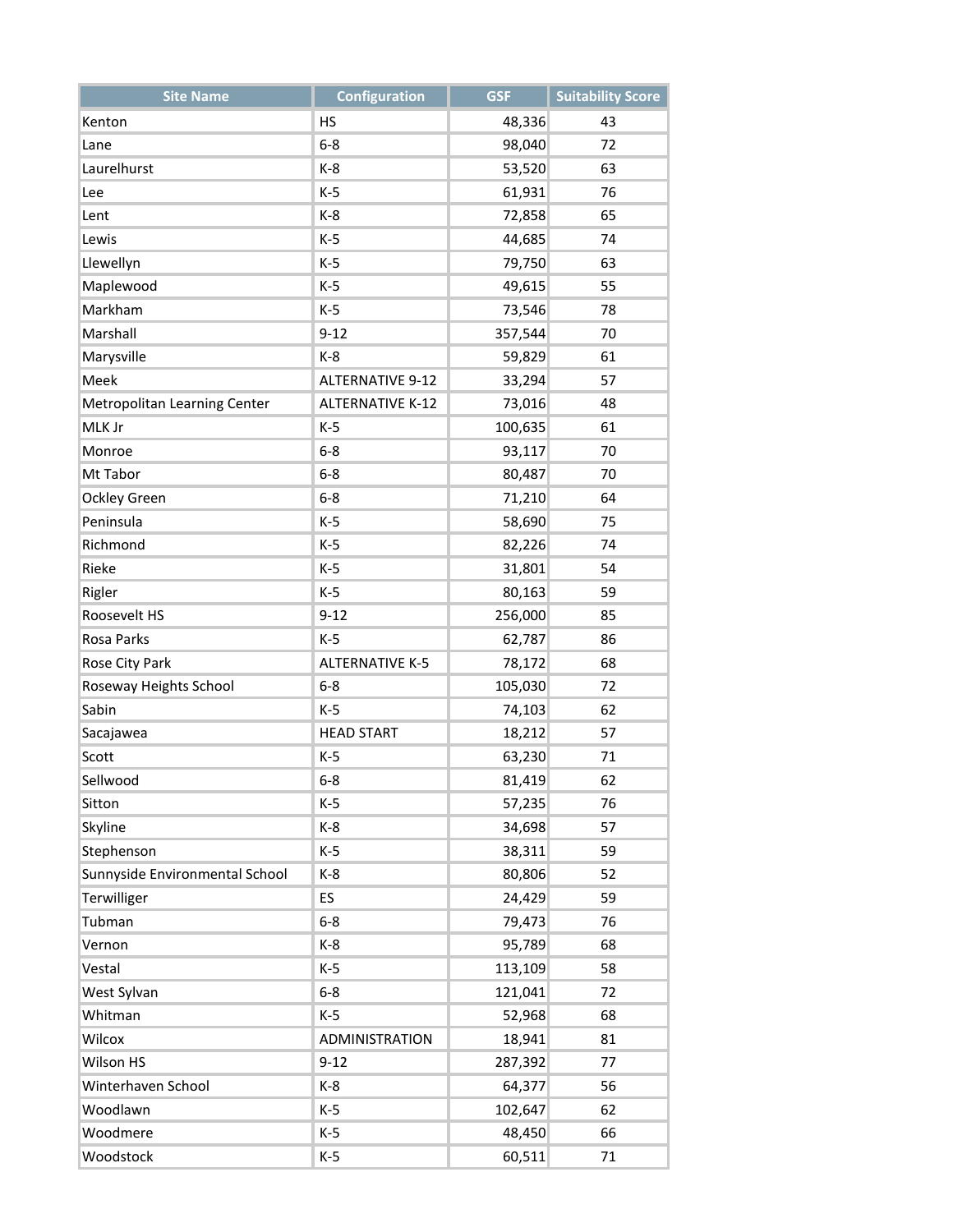| Site Name | Configuration | GSF | Suitability Score |
|---|---|---|---|
| Kenton | HS | 48,336 | 43 |
| Lane | 6-8 | 98,040 | 72 |
| Laurelhurst | K-8 | 53,520 | 63 |
| Lee | K-5 | 61,931 | 76 |
| Lent | K-8 | 72,858 | 65 |
| Lewis | K-5 | 44,685 | 74 |
| Llewellyn | K-5 | 79,750 | 63 |
| Maplewood | K-5 | 49,615 | 55 |
| Markham | K-5 | 73,546 | 78 |
| Marshall | 9-12 | 357,544 | 70 |
| Marysville | K-8 | 59,829 | 61 |
| Meek | ALTERNATIVE 9-12 | 33,294 | 57 |
| Metropolitan Learning Center | ALTERNATIVE K-12 | 73,016 | 48 |
| MLK Jr | K-5 | 100,635 | 61 |
| Monroe | 6-8 | 93,117 | 70 |
| Mt Tabor | 6-8 | 80,487 | 70 |
| Ockley Green | 6-8 | 71,210 | 64 |
| Peninsula | K-5 | 58,690 | 75 |
| Richmond | K-5 | 82,226 | 74 |
| Rieke | K-5 | 31,801 | 54 |
| Rigler | K-5 | 80,163 | 59 |
| Roosevelt HS | 9-12 | 256,000 | 85 |
| Rosa Parks | K-5 | 62,787 | 86 |
| Rose City Park | ALTERNATIVE K-5 | 78,172 | 68 |
| Roseway Heights School | 6-8 | 105,030 | 72 |
| Sabin | K-5 | 74,103 | 62 |
| Sacajawea | HEAD START | 18,212 | 57 |
| Scott | K-5 | 63,230 | 71 |
| Sellwood | 6-8 | 81,419 | 62 |
| Sitton | K-5 | 57,235 | 76 |
| Skyline | K-8 | 34,698 | 57 |
| Stephenson | K-5 | 38,311 | 59 |
| Sunnyside Environmental School | K-8 | 80,806 | 52 |
| Terwilliger | ES | 24,429 | 59 |
| Tubman | 6-8 | 79,473 | 76 |
| Vernon | K-8 | 95,789 | 68 |
| Vestal | K-5 | 113,109 | 58 |
| West Sylvan | 6-8 | 121,041 | 72 |
| Whitman | K-5 | 52,968 | 68 |
| Wilcox | ADMINISTRATION | 18,941 | 81 |
| Wilson HS | 9-12 | 287,392 | 77 |
| Winterhaven School | K-8 | 64,377 | 56 |
| Woodlawn | K-5 | 102,647 | 62 |
| Woodmere | K-5 | 48,450 | 66 |
| Woodstock | K-5 | 60,511 | 71 |